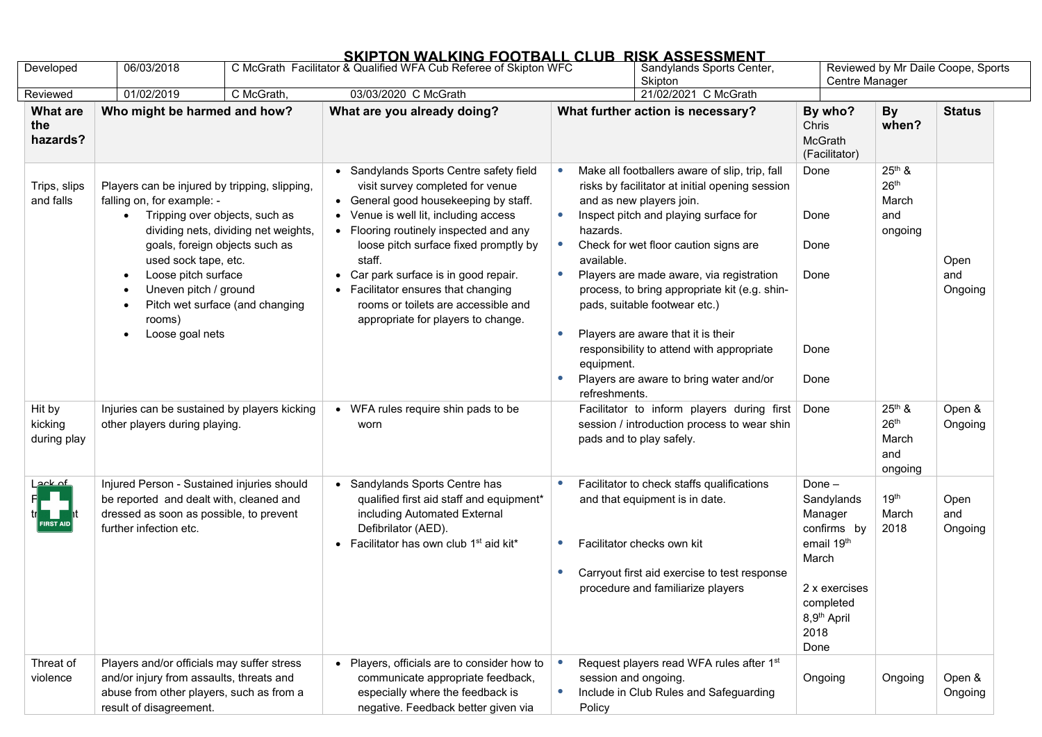# SKIPTON WALKING FOOTBALL CLUB RISK ASSESSMENT

| Developed | 06/03/2018 | C McGrath Facilitator & Qualified WFA Cub Referee of Skipton WFC | Sandylands Sports Center, Skipton | Reviewed by Mr Daile Coope, Sports Centre Manager |
|---|---|---|---|---|
| Reviewed | 01/02/2019 | C McGrath, 03/03/2020 C McGrath | 21/02/2021 C McGrath | |

| What are the hazards? | Who might be harmed and how? | What are you already doing? | What further action is necessary? | By who? Chris McGrath (Facilitator) | By when? | Status |
|---|---|---|---|---|---|---|
| Trips, slips and falls | Players can be injured by tripping, slipping, falling on, for example: -<br>• Tripping over objects, such as dividing nets, dividing net weights, goals, foreign objects such as used sock tape, etc.<br>• Loose pitch surface<br>• Uneven pitch / ground<br>• Pitch wet surface (and changing rooms)<br>• Loose goal nets | • Sandylands Sports Centre safety field visit survey completed for venue<br>• General good housekeeping by staff.<br>• Venue is well lit, including access<br>• Flooring routinely inspected and any loose pitch surface fixed promptly by staff.<br>• Car park surface is in good repair.<br>• Facilitator ensures that changing rooms or toilets are accessible and appropriate for players to change. | • Make all footballers aware of slip, trip, fall risks by facilitator at initial opening session and as new players join.<br>• Inspect pitch and playing surface for hazards.<br>• Check for wet floor caution signs are available.<br>• Players are made aware, via registration process, to bring appropriate kit (e.g. shin-pads, suitable footwear etc.)<br>• Players are aware that it is their responsibility to attend with appropriate equipment.<br>• Players are aware to bring water and/or refreshments. | Done<br>Done<br>Done<br>Done<br>Done<br>Done | 25th & 26th March and ongoing | Open and Ongoing |
| Hit by kicking during play | Injuries can be sustained by players kicking other players during playing. | • WFA rules require shin pads to be worn | Facilitator to inform players during first session / introduction process to wear shin pads and to play safely. | Done | 25th & 26th March and ongoing | Open & Ongoing |
| Lack of First aid treatment | Injured Person - Sustained injuries should be reported and dealt with, cleaned and dressed as soon as possible, to prevent further infection etc. | • Sandylands Sports Centre has qualified first aid staff and equipment* including Automated External Defibrilator (AED).<br>• Facilitator has own club 1st aid kit* | • Facilitator to check staffs qualifications and that equipment is in date.<br>• Facilitator checks own kit<br>• Carryout first aid exercise to test response procedure and familiarize players | Done – Sandylands Manager confirms by email 19th March<br>2 x exercises completed 8,9th April 2018 Done | 19th March 2018 | Open and Ongoing |
| Threat of violence | Players and/or officials may suffer stress and/or injury from assaults, threats and abuse from other players, such as from a result of disagreement. | • Players, officials are to consider how to communicate appropriate feedback, especially where the feedback is negative. Feedback better given via | • Request players read WFA rules after 1st session and ongoing.<br>• Include in Club Rules and Safeguarding Policy | Ongoing | Ongoing | Open & Ongoing |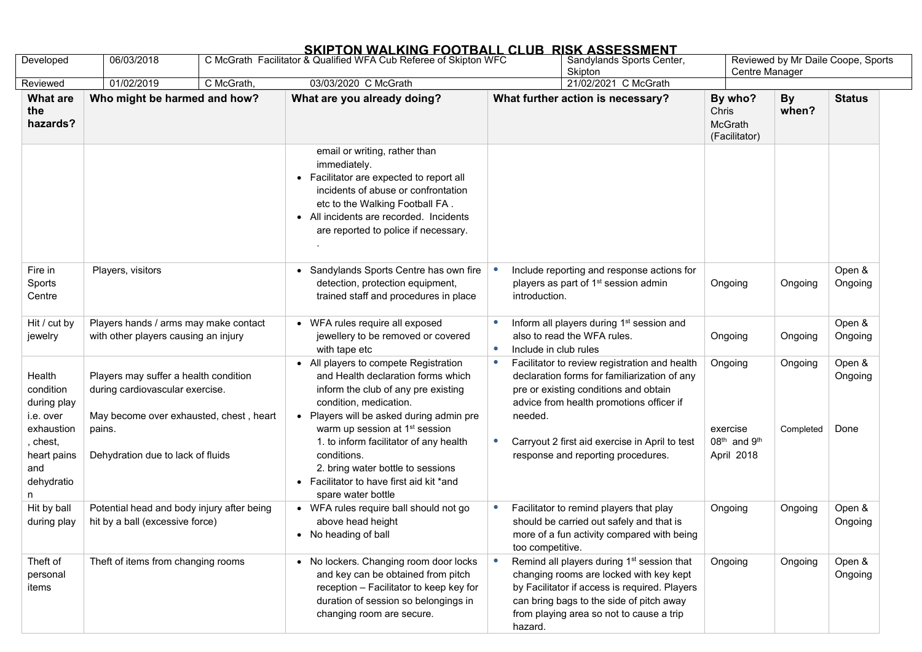# SKIPTON WALKING FOOTBALL CLUB RISK ASSESSMENT

| Developed | 06/03/2018 | C McGrath Facilitator & Qualified WFA Cub Referee of Skipton WFC | Sandylands Sports Center, Skipton | Reviewed by Mr Daile Coope, Sports Centre Manager |
|---|---|---|---|---|
| Reviewed | 01/02/2019 | C McGrath, 03/03/2020 C McGrath | 21/02/2021 C McGrath | |

| What are the hazards? | Who might be harmed and how? | What are you already doing? | What further action is necessary? | By who? Chris McGrath (Facilitator) | By when? | Status |
|---|---|---|---|---|---|---|
| | | email or writing, rather than immediately.<br>• Facilitator are expected to report all incidents of abuse or confrontation etc to the Walking Football FA .<br>• All incidents are recorded. Incidents are reported to police if necessary.<br>. | | | | |
| Fire in Sports Centre | Players, visitors | • Sandylands Sports Centre has own fire detection, protection equipment, trained staff and procedures in place | • Include reporting and response actions for players as part of 1st session admin introduction. | Ongoing | Ongoing | Open & Ongoing |
| Hit / cut by jewelry | Players hands / arms may make contact with other players causing an injury | • WFA rules require all exposed jewellery to be removed or covered with tape etc | • Inform all players during 1st session and also to read the WFA rules.<br>• Include in club rules | Ongoing | Ongoing | Open & Ongoing |
| Health condition during play i.e. over exhaustion , chest, heart pains and dehydration | Players may suffer a health condition during cardiovascular exercise.<br><br>May become over exhausted, chest , heart pains.<br><br>Dehydration due to lack of fluids | • All players to compete Registration and Health declaration forms which inform the club of any pre existing condition, medication.<br>• Players will be asked during admin pre warm up session at 1st session<br>1. to inform facilitator of any health conditions.<br>2. bring water bottle to sessions<br>• Facilitator to have first aid kit *and spare water bottle | • Facilitator to review registration and health declaration forms for familiarization of any pre or existing conditions and obtain advice from health promotions officer if needed.<br><br>• Carryout 2 first aid exercise in April to test response and reporting procedures. | Ongoing<br><br><br><br>exercise 08th and 9th April 2018 | Ongoing<br><br><br><br>Completed | Open & Ongoing<br><br><br><br>Done |
| Hit by ball during play | Potential head and body injury after being hit by a ball (excessive force) | • WFA rules require ball should not go above head height<br>• No heading of ball | • Facilitator to remind players that play should be carried out safely and that is more of a fun activity compared with being too competitive. | Ongoing | Ongoing | Open & Ongoing |
| Theft of personal items | Theft of items from changing rooms | • No lockers. Changing room door locks and key can be obtained from pitch reception – Facilitator to keep key for duration of session so belongings in changing room are secure. | • Remind all players during 1st session that changing rooms are locked with key kept by Facilitator if access is required. Players can bring bags to the side of pitch away from playing area so not to cause a trip hazard. | Ongoing | Ongoing | Open & Ongoing |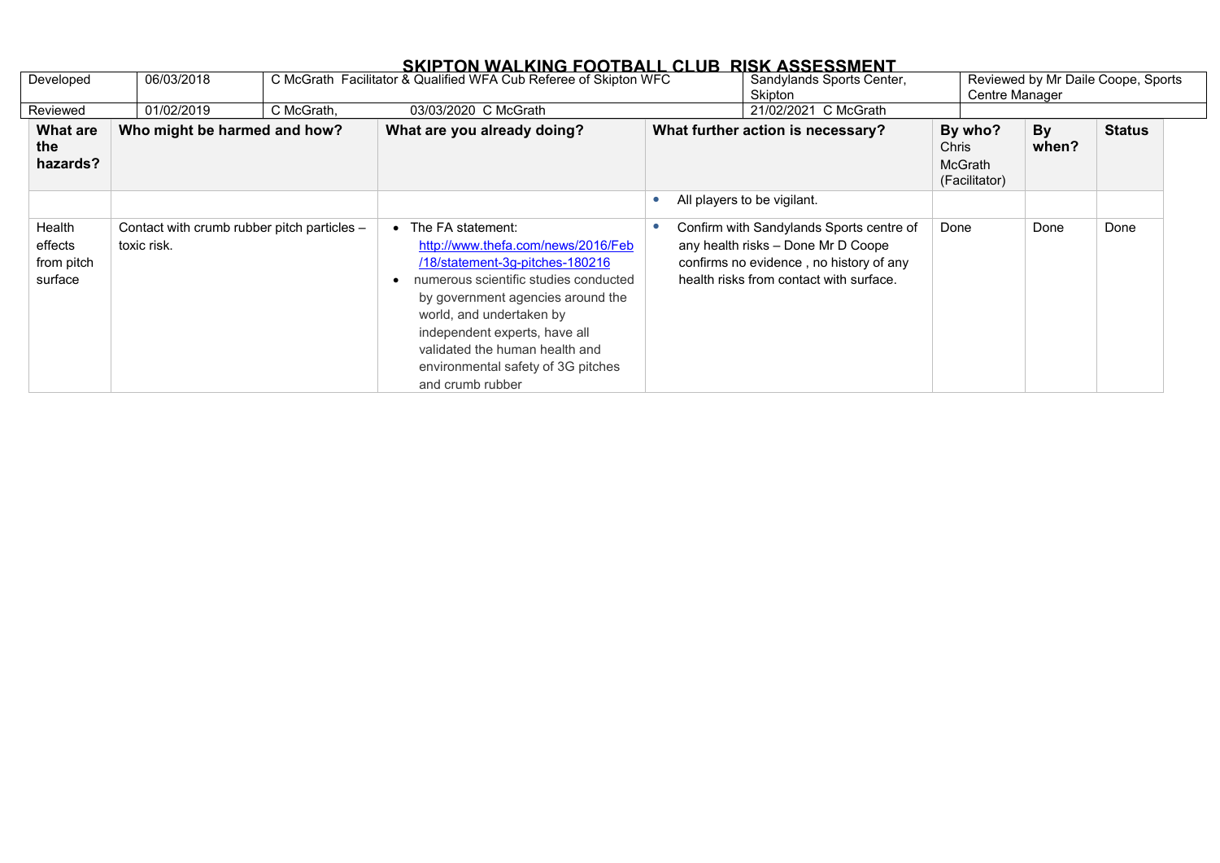# SKIPTON WALKING FOOTBALL CLUB RISK ASSESSMENT

| | | | | | |
|---|---|---|---|---|---|
| Developed | 06/03/2018 | C McGrath Facilitator & Qualified WFA Cub Referee of Skipton WFC | | Sandylands Sports Center, Skipton | Reviewed by Mr Daile Coope, Sports Centre Manager |
| Reviewed | 01/02/2019 | C McGrath, | 03/03/2020 C McGrath | 21/02/2021 C McGrath | |

| What are the hazards? | Who might be harmed and how? | What are you already doing? | What further action is necessary? | By who? Chris McGrath (Facilitator) | By when? | Status |
|---|---|---|---|---|---|---|
| | | | • All players to be vigilant. | | | |
| Health effects from pitch surface | Contact with crumb rubber pitch particles – toxic risk. | • The FA statement: http://www.thefa.com/news/2016/Feb/18/statement-3g-pitches-180216<br>• numerous scientific studies conducted by government agencies around the world, and undertaken by independent experts, have all validated the human health and environmental safety of 3G pitches and crumb rubber | • Confirm with Sandylands Sports centre of any health risks – Done Mr D Coope confirms no evidence , no history of any health risks from contact with surface. | Done | Done | Done |